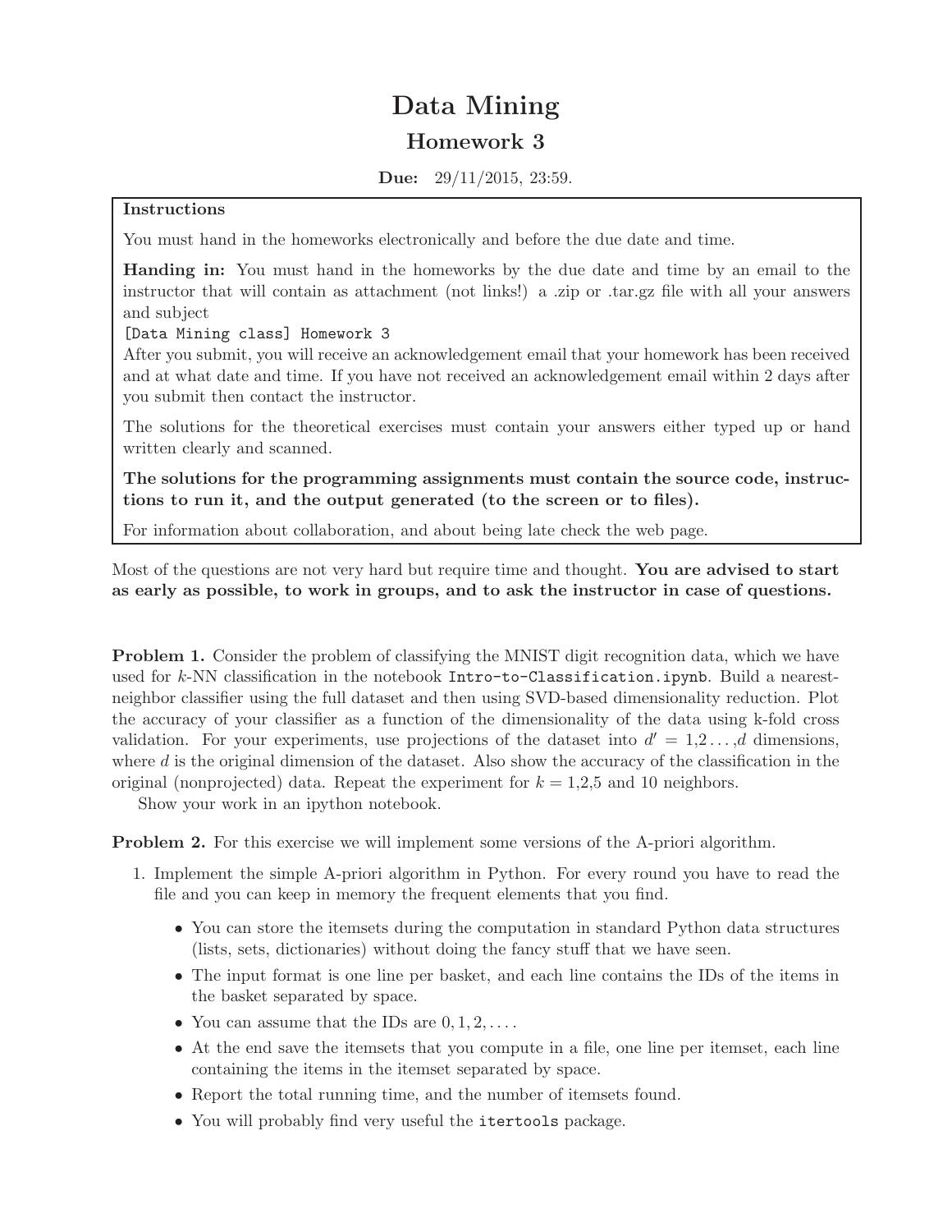# Data Mining

## Homework 3

**Due:** 29/11/2015, 23:59.

**Instructions**

You must hand in the homeworks electronically and before the due date and time.

**Handing in:** You must hand in the homeworks by the due date and time by an email to the instructor that will contain as attachment (not links!) a .zip or .tar.gz file with all your answers and subject

`[Data Mining class] Homework 3`

After you submit, you will receive an acknowledgement email that your homework has been received and at what date and time. If you have not received an acknowledgement email within 2 days after you submit then contact the instructor.

The solutions for the theoretical exercises must contain your answers either typed up or hand written clearly and scanned.

**The solutions for the programming assignments must contain the source code, instructions to run it, and the output generated (to the screen or to files).**

For information about collaboration, and about being late check the web page.

Most of the questions are not very hard but require time and thought. **You are advised to start as early as possible, to work in groups, and to ask the instructor in case of questions.**

**Problem 1.** Consider the problem of classifying the MNIST digit recognition data, which we have used for $k$-NN classification in the notebook `Intro-to-Classification.ipynb`. Build a nearest-neighbor classifier using the full dataset and then using SVD-based dimensionality reduction. Plot the accuracy of your classifier as a function of the dimensionality of the data using k-fold cross validation. For your experiments, use projections of the dataset into $d' = 1, 2 \ldots, d$ dimensions, where $d$ is the original dimension of the dataset. Also show the accuracy of the classification in the original (nonprojected) data. Repeat the experiment for $k = 1, 2, 5$ and 10 neighbors.

Show your work in an ipython notebook.

**Problem 2.** For this exercise we will implement some versions of the A-priori algorithm.

1. Implement the simple A-priori algorithm in Python. For every round you have to read the file and you can keep in memory the frequent elements that you find.
   - You can store the itemsets during the computation in standard Python data structures (lists, sets, dictionaries) without doing the fancy stuff that we have seen.
   - The input format is one line per basket, and each line contains the IDs of the items in the basket separated by space.
   - You can assume that the IDs are $0, 1, 2, \ldots$.
   - At the end save the itemsets that you compute in a file, one line per itemset, each line containing the items in the itemset separated by space.
   - Report the total running time, and the number of itemsets found.
   - You will probably find very useful the `itertools` package.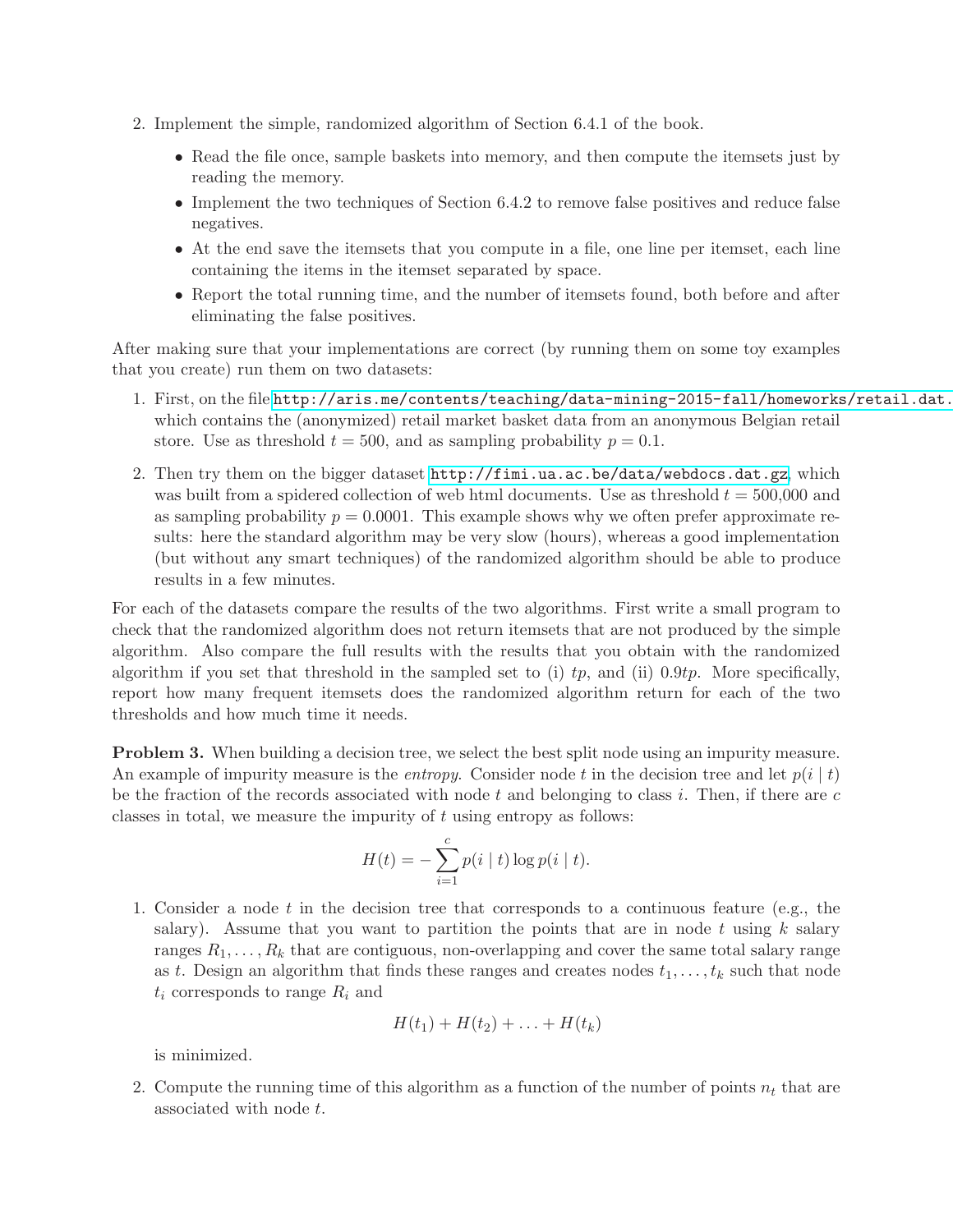2. Implement the simple, randomized algorithm of Section 6.4.1 of the book.

   - Read the file once, sample baskets into memory, and then compute the itemsets just by reading the memory.
   - Implement the two techniques of Section 6.4.2 to remove false positives and reduce false negatives.
   - At the end save the itemsets that you compute in a file, one line per itemset, each line containing the items in the itemset separated by space.
   - Report the total running time, and the number of itemsets found, both before and after eliminating the false positives.

After making sure that your implementations are correct (by running them on some toy examples that you create) run them on two datasets:

1. First, on the file http://aris.me/contents/teaching/data-mining-2015-fall/homeworks/retail.dat. which contains the (anonymized) retail market basket data from an anonymous Belgian retail store. Use as threshold $t = 500$, and as sampling probability $p = 0.1$.

2. Then try them on the bigger dataset http://fimi.ua.ac.be/data/webdocs.dat.gz, which was built from a spidered collection of web html documents. Use as threshold $t = 500{,}000$ and as sampling probability $p = 0.0001$. This example shows why we often prefer approximate results: here the standard algorithm may be very slow (hours), whereas a good implementation (but without any smart techniques) of the randomized algorithm should be able to produce results in a few minutes.

For each of the datasets compare the results of the two algorithms. First write a small program to check that the randomized algorithm does not return itemsets that are not produced by the simple algorithm. Also compare the full results with the results that you obtain with the randomized algorithm if you set that threshold in the sampled set to (i) $tp$, and (ii) $0.9tp$. More specifically, report how many frequent itemsets does the randomized algorithm return for each of the two thresholds and how much time it needs.

**Problem 3.** When building a decision tree, we select the best split node using an impurity measure. An example of impurity measure is the *entropy*. Consider node $t$ in the decision tree and let $p(i \mid t)$ be the fraction of the records associated with node $t$ and belonging to class $i$. Then, if there are $c$ classes in total, we measure the impurity of $t$ using entropy as follows:

$$H(t) = -\sum_{i=1}^{c} p(i \mid t) \log p(i \mid t).$$

1. Consider a node $t$ in the decision tree that corresponds to a continuous feature (e.g., the salary). Assume that you want to partition the points that are in node $t$ using $k$ salary ranges $R_1, \ldots, R_k$ that are contiguous, non-overlapping and cover the same total salary range as $t$. Design an algorithm that finds these ranges and creates nodes $t_1, \ldots, t_k$ such that node $t_i$ corresponds to range $R_i$ and

$$H(t_1) + H(t_2) + \ldots + H(t_k)$$

   is minimized.

2. Compute the running time of this algorithm as a function of the number of points $n_t$ that are associated with node $t$.